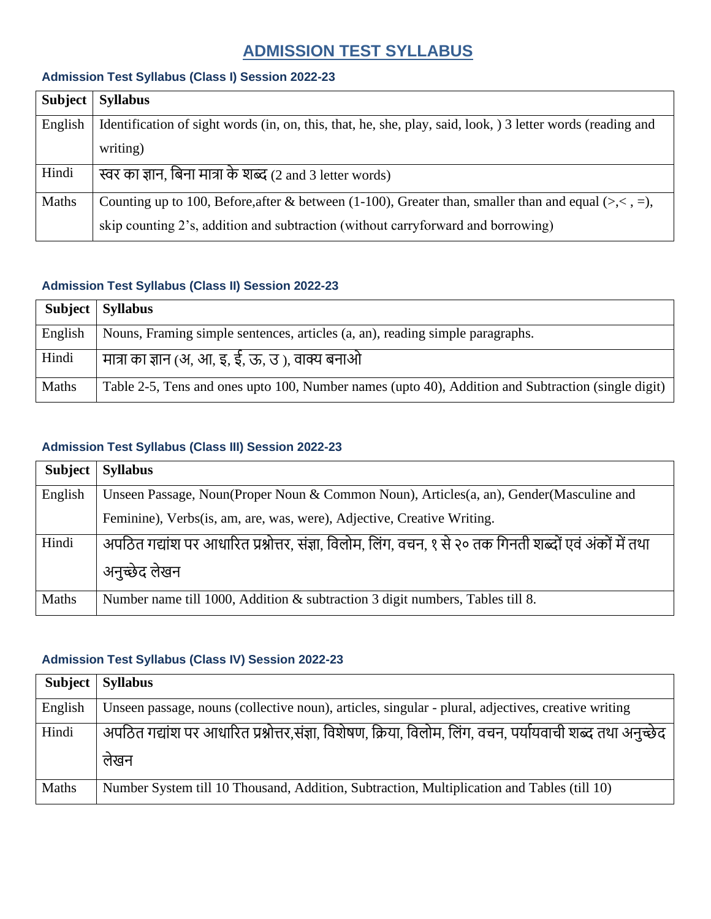# ADMISSION TEST SYLLABUS

### Admission Test Syllabus (Class I) Session 2022-23

| Subject | Syllabus |
|---|---|
| English | Identification of sight words (in, on, this, that, he, she, play, said, look, ) 3 letter words (reading and writing) |
| Hindi | स्वर का ज्ञान, बिना मात्रा के शब्द (2 and 3 letter words) |
| Maths | Counting up to 100, Before,after & between (1-100), Greater than, smaller than and equal (>,< , =), skip counting 2's, addition and subtraction (without carryforward and borrowing) |

### Admission Test Syllabus (Class II) Session 2022-23

| Subject | Syllabus |
|---|---|
| English | Nouns, Framing simple sentences, articles (a, an), reading simple paragraphs. |
| Hindi | मात्रा का ज्ञान (अ, आ, इ, ई, ऊ, उ ), वाक्य बनाओ |
| Maths | Table 2-5, Tens and ones upto 100, Number names (upto 40), Addition and Subtraction (single digit) |

### Admission Test Syllabus (Class III) Session 2022-23

| Subject | Syllabus |
|---|---|
| English | Unseen Passage, Noun(Proper Noun & Common Noun), Articles(a, an), Gender(Masculine and Feminine), Verbs(is, am, are, was, were), Adjective, Creative Writing. |
| Hindi | अपठित गद्यांश पर आधारित प्रश्नोत्तर, संज्ञा, विलोम, लिंग, वचन, १ से २० तक गिनती शब्दों एवं अंकों में तथा अनुच्छेद लेखन |
| Maths | Number name till 1000, Addition & subtraction 3 digit numbers, Tables till 8. |

### Admission Test Syllabus (Class IV) Session 2022-23

| Subject | Syllabus |
|---|---|
| English | Unseen passage, nouns (collective noun), articles, singular - plural, adjectives, creative writing |
| Hindi | अपठित गद्यांश पर आधारित प्रश्नोत्तर,संज्ञा, विशेषण, क्रिया, विलोम, लिंग, वचन, पर्यायवाची शब्द तथा अनुच्छेद लेखन |
| Maths | Number System till 10 Thousand, Addition, Subtraction, Multiplication and Tables (till 10) |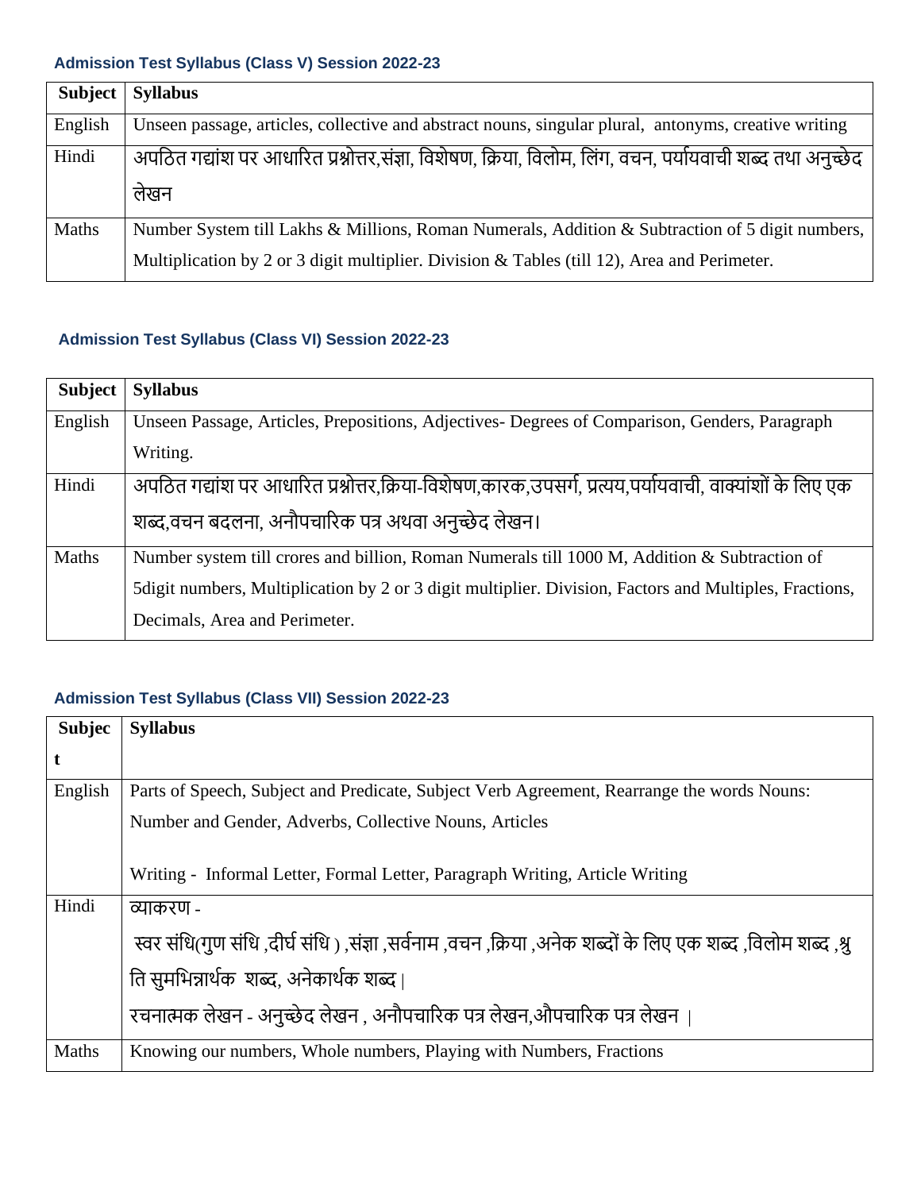### Admission Test Syllabus (Class V) Session 2022-23

| Subject | Syllabus |
|---|---|
| English | Unseen passage, articles, collective and abstract nouns, singular plural, antonyms, creative writing |
| Hindi | अपठित गद्यांश पर आधारित प्रश्नोत्तर,संज्ञा, विशेषण, क्रिया, विलोम, लिंग, वचन, पर्यायवाची शब्द तथा अनुच्छेद लेखन |
| Maths | Number System till Lakhs & Millions, Roman Numerals, Addition & Subtraction of 5 digit numbers, Multiplication by 2 or 3 digit multiplier. Division & Tables (till 12), Area and Perimeter. |

### Admission Test Syllabus (Class VI) Session 2022-23

| Subject | Syllabus |
|---|---|
| English | Unseen Passage, Articles, Prepositions, Adjectives- Degrees of Comparison, Genders, Paragraph Writing. |
| Hindi | अपठित गद्यांश पर आधारित प्रश्नोत्तर,क्रिया-विशेषण,कारक,उपसर्ग, प्रत्यय,पर्यायवाची, वाक्यांशों के लिए एक शब्द,वचन बदलना, अनौपचारिक पत्र अथवा अनुच्छेद लेखन। |
| Maths | Number system till crores and billion, Roman Numerals till 1000 M, Addition & Subtraction of 5digit numbers, Multiplication by 2 or 3 digit multiplier. Division, Factors and Multiples, Fractions, Decimals, Area and Perimeter. |

### Admission Test Syllabus (Class VII) Session 2022-23

| Subject | Syllabus |
|---|---|
| English | Parts of Speech, Subject and Predicate, Subject Verb Agreement, Rearrange the words Nouns: Number and Gender, Adverbs, Collective Nouns, Articles<br><br>Writing - Informal Letter, Formal Letter, Paragraph Writing, Article Writing |
| Hindi | व्याकरण -<br>स्वर संधि(गुण संधि ,दीर्घ संधि ) ,संज्ञा ,सर्वनाम ,वचन ,क्रिया ,अनेक शब्दों के लिए एक शब्द ,विलोम शब्द ,श्रुति सुमभिन्नार्थक शब्द, अनेकार्थक शब्द ।<br>रचनात्मक लेखन - अनुच्छेद लेखन , अनौपचारिक पत्र लेखन,औपचारिक पत्र लेखन । |
| Maths | Knowing our numbers, Whole numbers, Playing with Numbers, Fractions |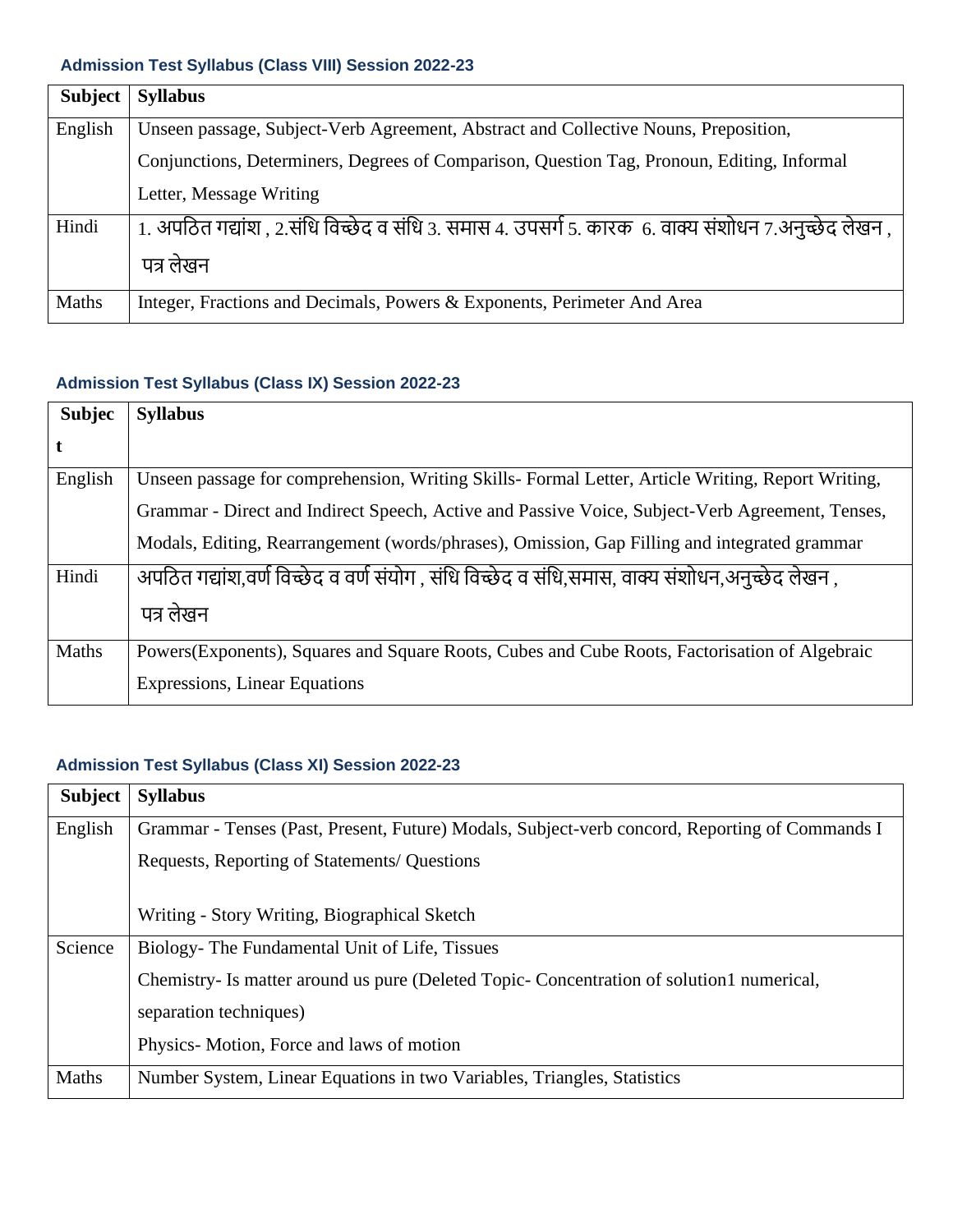### Admission Test Syllabus (Class VIII) Session 2022-23

| Subject | Syllabus |
|---|---|
| English | Unseen passage, Subject-Verb Agreement, Abstract and Collective Nouns, Preposition, Conjunctions, Determiners, Degrees of Comparison, Question Tag, Pronoun, Editing, Informal Letter, Message Writing |
| Hindi | 1. अपठित गद्यांश , 2.संधि विच्छेद व संधि 3. समास 4. उपसर्ग 5. कारक 6. वाक्य संशोधन 7.अनुच्छेद लेखन , पत्र लेखन |
| Maths | Integer, Fractions and Decimals, Powers & Exponents, Perimeter And Area |

### Admission Test Syllabus (Class IX) Session 2022-23

| Subject | Syllabus |
|---|---|
| English | Unseen passage for comprehension, Writing Skills- Formal Letter, Article Writing, Report Writing, Grammar - Direct and Indirect Speech, Active and Passive Voice, Subject-Verb Agreement, Tenses, Modals, Editing, Rearrangement (words/phrases), Omission, Gap Filling and integrated grammar |
| Hindi | अपठित गद्यांश,वर्ण विच्छेद व वर्ण संयोग , संधि विच्छेद व संधि,समास, वाक्य संशोधन,अनुच्छेद लेखन , पत्र लेखन |
| Maths | Powers(Exponents), Squares and Square Roots, Cubes and Cube Roots, Factorisation of Algebraic Expressions, Linear Equations |

### Admission Test Syllabus (Class XI) Session 2022-23

| Subject | Syllabus |
|---|---|
| English | Grammar - Tenses (Past, Present, Future) Modals, Subject-verb concord, Reporting of Commands I Requests, Reporting of Statements/ Questions<br><br>Writing - Story Writing, Biographical Sketch |
| Science | Biology- The Fundamental Unit of Life, Tissues<br>Chemistry- Is matter around us pure (Deleted Topic- Concentration of solution1 numerical, separation techniques)<br>Physics- Motion, Force and laws of motion |
| Maths | Number System, Linear Equations in two Variables, Triangles, Statistics |